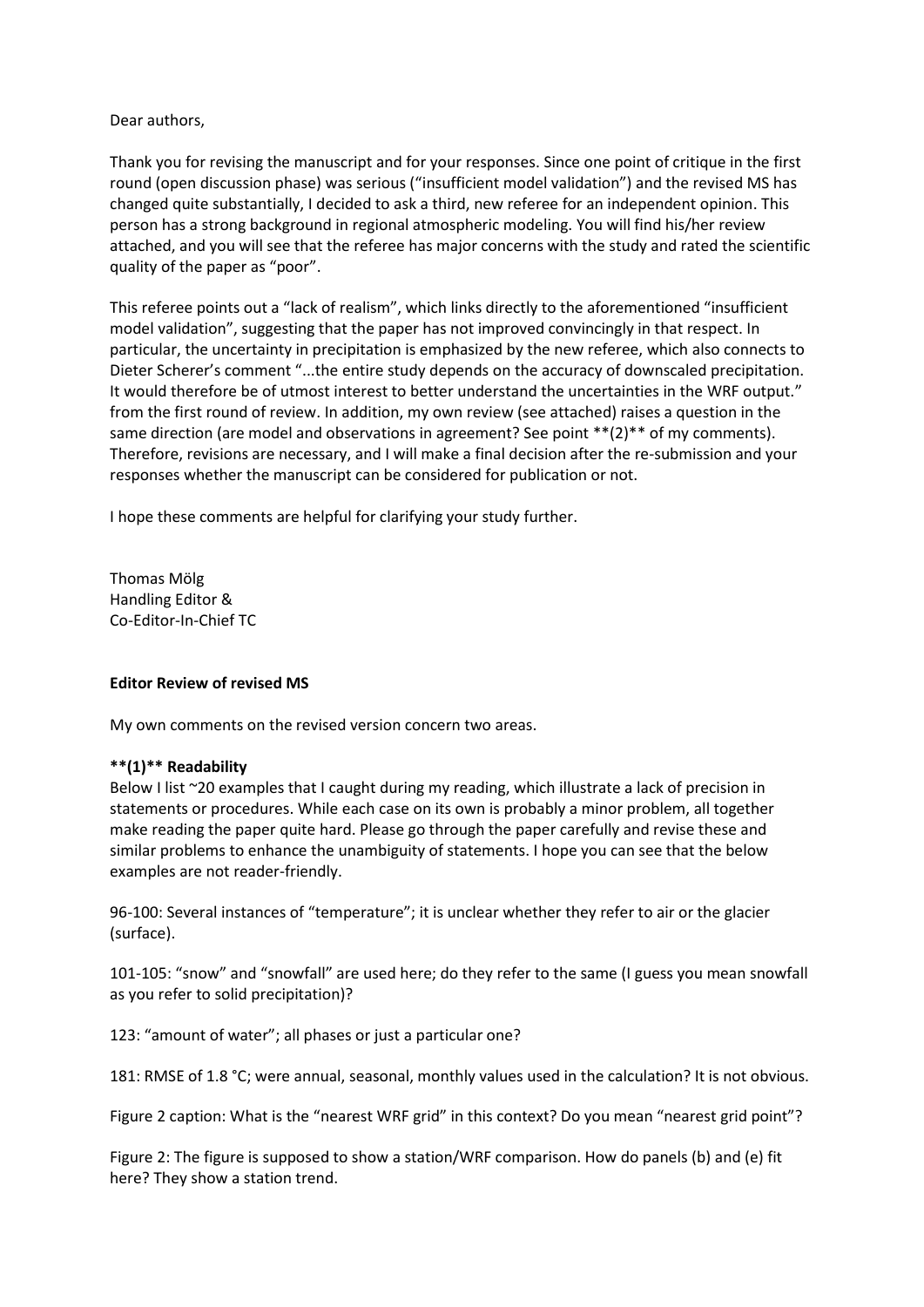Dear authors,

Thank you for revising the manuscript and for your responses. Since one point of critique in the first round (open discussion phase) was serious ("insufficient model validation") and the revised MS has changed quite substantially, I decided to ask a third, new referee for an independent opinion. This person has a strong background in regional atmospheric modeling. You will find his/her review attached, and you will see that the referee has major concerns with the study and rated the scientific quality of the paper as "poor".

This referee points out a "lack of realism", which links directly to the aforementioned "insufficient model validation", suggesting that the paper has not improved convincingly in that respect. In particular, the uncertainty in precipitation is emphasized by the new referee, which also connects to Dieter Scherer's comment "...the entire study depends on the accuracy of downscaled precipitation. It would therefore be of utmost interest to better understand the uncertainties in the WRF output." from the first round of review. In addition, my own review (see attached) raises a question in the same direction (are model and observations in agreement? See point **(2)** of my comments). Therefore, revisions are necessary, and I will make a final decision after the re-submission and your responses whether the manuscript can be considered for publication or not.

I hope these comments are helpful for clarifying your study further.

Thomas Mölg
Handling Editor &
Co-Editor-In-Chief TC

**Editor Review of revised MS**

My own comments on the revised version concern two areas.

**(1) Readability**

Below I list ~20 examples that I caught during my reading, which illustrate a lack of precision in statements or procedures. While each case on its own is probably a minor problem, all together make reading the paper quite hard. Please go through the paper carefully and revise these and similar problems to enhance the unambiguity of statements. I hope you can see that the below examples are not reader-friendly.

96-100: Several instances of "temperature"; it is unclear whether they refer to air or the glacier (surface).

101-105: "snow" and "snowfall" are used here; do they refer to the same (I guess you mean snowfall as you refer to solid precipitation)?

123: "amount of water"; all phases or just a particular one?

181: RMSE of 1.8 °C; were annual, seasonal, monthly values used in the calculation? It is not obvious.

Figure 2 caption: What is the "nearest WRF grid" in this context? Do you mean "nearest grid point"?

Figure 2: The figure is supposed to show a station/WRF comparison. How do panels (b) and (e) fit here? They show a station trend.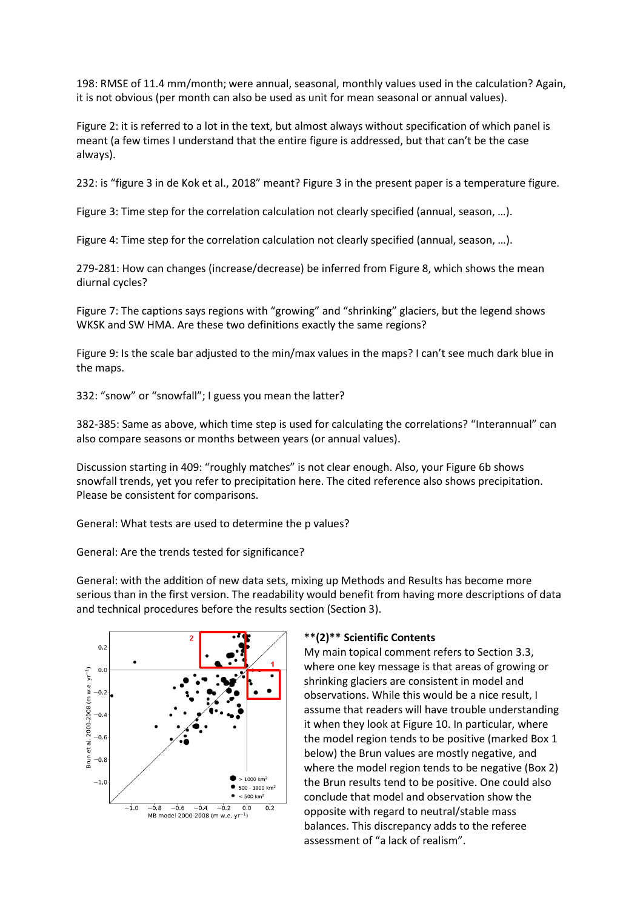198: RMSE of 11.4 mm/month; were annual, seasonal, monthly values used in the calculation? Again, it is not obvious (per month can also be used as unit for mean seasonal or annual values).

Figure 2: it is referred to a lot in the text, but almost always without specification of which panel is meant (a few times I understand that the entire figure is addressed, but that can't be the case always).

232: is "figure 3 in de Kok et al., 2018" meant? Figure 3 in the present paper is a temperature figure.

Figure 3: Time step for the correlation calculation not clearly specified (annual, season, …).

Figure 4: Time step for the correlation calculation not clearly specified (annual, season, …).

279-281: How can changes (increase/decrease) be inferred from Figure 8, which shows the mean diurnal cycles?

Figure 7: The captions says regions with "growing" and "shrinking" glaciers, but the legend shows WKSK and SW HMA. Are these two definitions exactly the same regions?

Figure 9: Is the scale bar adjusted to the min/max values in the maps? I can't see much dark blue in the maps.

332: "snow" or "snowfall"; I guess you mean the latter?

382-385: Same as above, which time step is used for calculating the correlations? "Interannual" can also compare seasons or months between years (or annual values).

Discussion starting in 409: "roughly matches" is not clear enough. Also, your Figure 6b shows snowfall trends, yet you refer to precipitation here. The cited reference also shows precipitation. Please be consistent for comparisons.

General: What tests are used to determine the p values?

General: Are the trends tested for significance?

General: with the addition of new data sets, mixing up Methods and Results has become more serious than in the first version. The readability would benefit from having more descriptions of data and technical procedures before the results section (Section 3).

**(2)** **Scientific Contents**

My main topical comment refers to Section 3.3, where one key message is that areas of growing or shrinking glaciers are consistent in model and observations. While this would be a nice result, I assume that readers will have trouble understanding it when they look at Figure 10. In particular, where the model region tends to be positive (marked Box 1 below) the Brun values are mostly negative, and where the model region tends to be negative (Box 2) the Brun results tend to be positive. One could also conclude that model and observation show the opposite with regard to neutral/stable mass balances. This discrepancy adds to the referee assessment of "a lack of realism".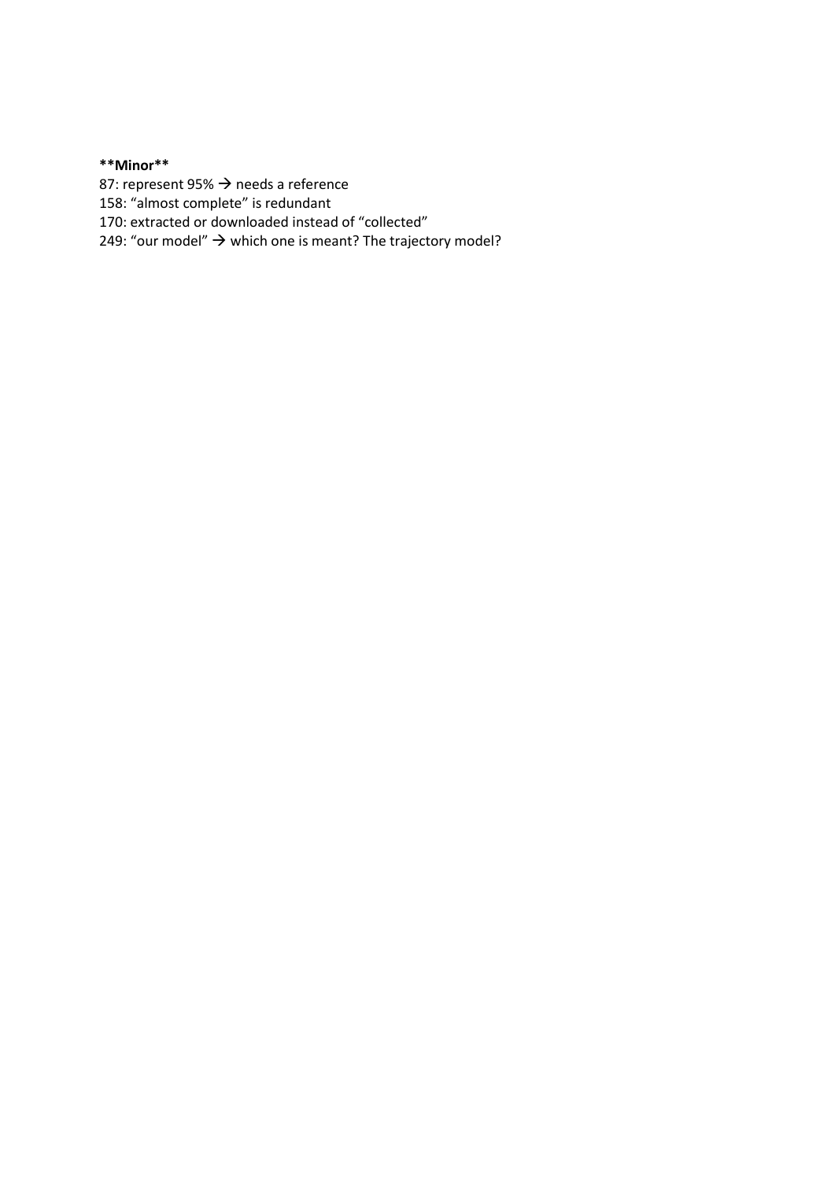**Minor**

87: represent 95% → needs a reference
158: "almost complete" is redundant
170: extracted or downloaded instead of "collected"
249: "our model" → which one is meant? The trajectory model?